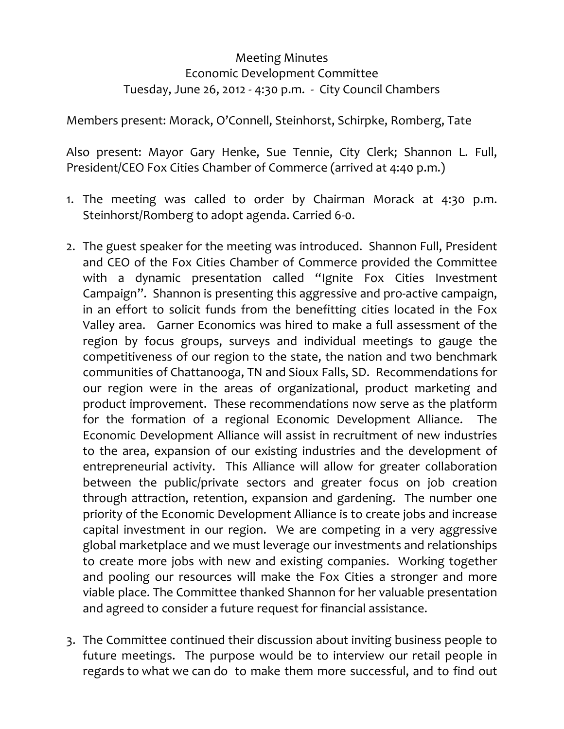Meeting Minutes
Economic Development Committee
Tuesday, June 26, 2012 - 4:30 p.m. - City Council Chambers

Members present: Morack, O'Connell, Steinhorst, Schirpke, Romberg, Tate

Also present: Mayor Gary Henke, Sue Tennie, City Clerk; Shannon L. Full, President/CEO Fox Cities Chamber of Commerce (arrived at 4:40 p.m.)

1. The meeting was called to order by Chairman Morack at 4:30 p.m. Steinhorst/Romberg to adopt agenda. Carried 6-0.

2. The guest speaker for the meeting was introduced. Shannon Full, President and CEO of the Fox Cities Chamber of Commerce provided the Committee with a dynamic presentation called "Ignite Fox Cities Investment Campaign". Shannon is presenting this aggressive and pro-active campaign, in an effort to solicit funds from the benefitting cities located in the Fox Valley area. Garner Economics was hired to make a full assessment of the region by focus groups, surveys and individual meetings to gauge the competitiveness of our region to the state, the nation and two benchmark communities of Chattanooga, TN and Sioux Falls, SD. Recommendations for our region were in the areas of organizational, product marketing and product improvement. These recommendations now serve as the platform for the formation of a regional Economic Development Alliance. The Economic Development Alliance will assist in recruitment of new industries to the area, expansion of our existing industries and the development of entrepreneurial activity. This Alliance will allow for greater collaboration between the public/private sectors and greater focus on job creation through attraction, retention, expansion and gardening. The number one priority of the Economic Development Alliance is to create jobs and increase capital investment in our region. We are competing in a very aggressive global marketplace and we must leverage our investments and relationships to create more jobs with new and existing companies. Working together and pooling our resources will make the Fox Cities a stronger and more viable place. The Committee thanked Shannon for her valuable presentation and agreed to consider a future request for financial assistance.

3. The Committee continued their discussion about inviting business people to future meetings. The purpose would be to interview our retail people in regards to what we can do to make them more successful, and to find out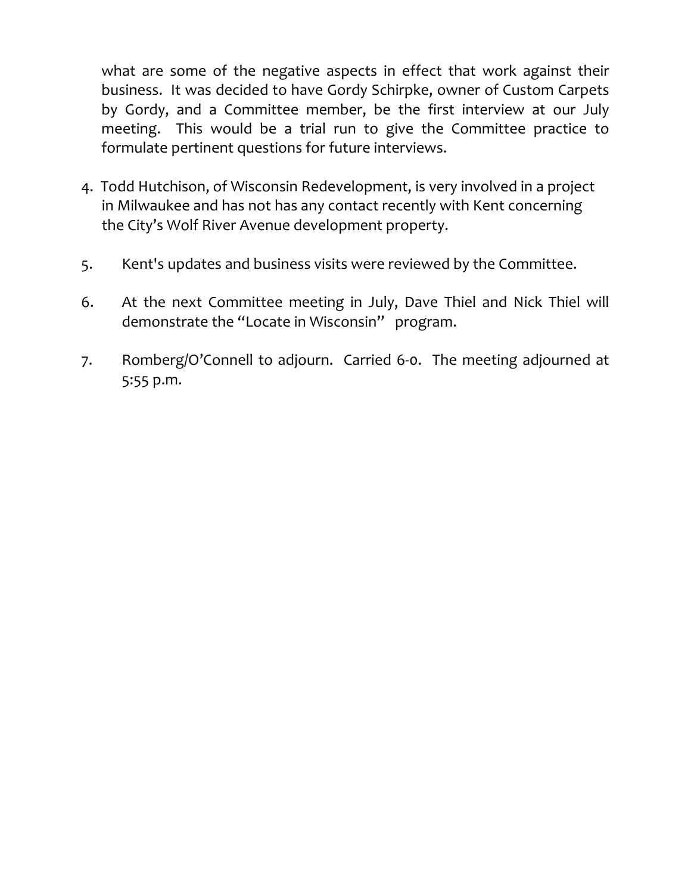what are some of the negative aspects in effect that work against their business. It was decided to have Gordy Schirpke, owner of Custom Carpets by Gordy, and a Committee member, be the first interview at our July meeting. This would be a trial run to give the Committee practice to formulate pertinent questions for future interviews.

4. Todd Hutchison, of Wisconsin Redevelopment, is very involved in a project in Milwaukee and has not has any contact recently with Kent concerning the City's Wolf River Avenue development property.

5. Kent's updates and business visits were reviewed by the Committee.

6. At the next Committee meeting in July, Dave Thiel and Nick Thiel will demonstrate the "Locate in Wisconsin" program.

7. Romberg/O'Connell to adjourn. Carried 6-0. The meeting adjourned at 5:55 p.m.